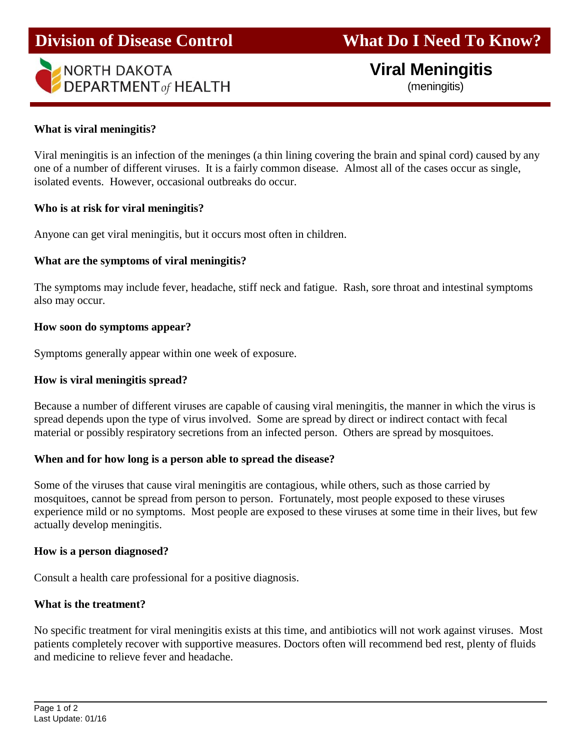**Division of Disease Control** | **What Do I Need To Know?**

NORTH DAKOTA DEPARTMENT *of* HEALTH

# Viral Meningitis

(meningitis)

**What is viral meningitis?**

Viral meningitis is an infection of the meninges (a thin lining covering the brain and spinal cord) caused by any one of a number of different viruses. It is a fairly common disease. Almost all of the cases occur as single, isolated events. However, occasional outbreaks do occur.

**Who is at risk for viral meningitis?**

Anyone can get viral meningitis, but it occurs most often in children.

**What are the symptoms of viral meningitis?**

The symptoms may include fever, headache, stiff neck and fatigue. Rash, sore throat and intestinal symptoms also may occur.

**How soon do symptoms appear?**

Symptoms generally appear within one week of exposure.

**How is viral meningitis spread?**

Because a number of different viruses are capable of causing viral meningitis, the manner in which the virus is spread depends upon the type of virus involved. Some are spread by direct or indirect contact with fecal material or possibly respiratory secretions from an infected person. Others are spread by mosquitoes.

**When and for how long is a person able to spread the disease?**

Some of the viruses that cause viral meningitis are contagious, while others, such as those carried by mosquitoes, cannot be spread from person to person. Fortunately, most people exposed to these viruses experience mild or no symptoms. Most people are exposed to these viruses at some time in their lives, but few actually develop meningitis.

**How is a person diagnosed?**

Consult a health care professional for a positive diagnosis.

**What is the treatment?**

No specific treatment for viral meningitis exists at this time, and antibiotics will not work against viruses. Most patients completely recover with supportive measures. Doctors often will recommend bed rest, plenty of fluids and medicine to relieve fever and headache.

Last Update: 01/16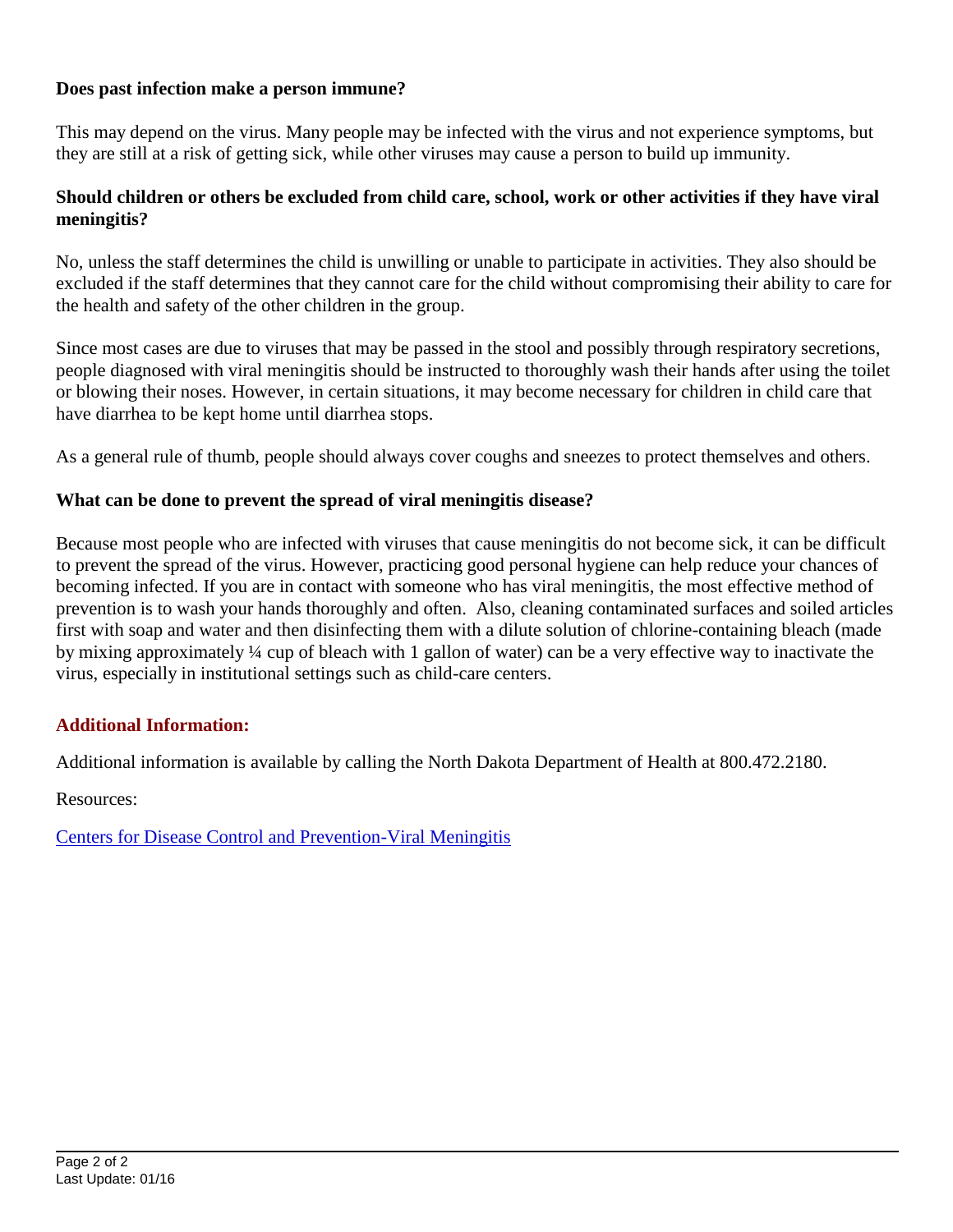**Does past infection make a person immune?**

This may depend on the virus. Many people may be infected with the virus and not experience symptoms, but they are still at a risk of getting sick, while other viruses may cause a person to build up immunity.

**Should children or others be excluded from child care, school, work or other activities if they have viral meningitis?**

No, unless the staff determines the child is unwilling or unable to participate in activities. They also should be excluded if the staff determines that they cannot care for the child without compromising their ability to care for the health and safety of the other children in the group.

Since most cases are due to viruses that may be passed in the stool and possibly through respiratory secretions, people diagnosed with viral meningitis should be instructed to thoroughly wash their hands after using the toilet or blowing their noses. However, in certain situations, it may become necessary for children in child care that have diarrhea to be kept home until diarrhea stops.

As a general rule of thumb, people should always cover coughs and sneezes to protect themselves and others.

**What can be done to prevent the spread of viral meningitis disease?**

Because most people who are infected with viruses that cause meningitis do not become sick, it can be difficult to prevent the spread of the virus. However, practicing good personal hygiene can help reduce your chances of becoming infected. If you are in contact with someone who has viral meningitis, the most effective method of prevention is to wash your hands thoroughly and often. Also, cleaning contaminated surfaces and soiled articles first with soap and water and then disinfecting them with a dilute solution of chlorine-containing bleach (made by mixing approximately ¼ cup of bleach with 1 gallon of water) can be a very effective way to inactivate the virus, especially in institutional settings such as child-care centers.

## Additional Information:

Additional information is available by calling the North Dakota Department of Health at 800.472.2180.

Resources:

[Centers for Disease Control and Prevention-Viral Meningitis]

Last Update: 01/16